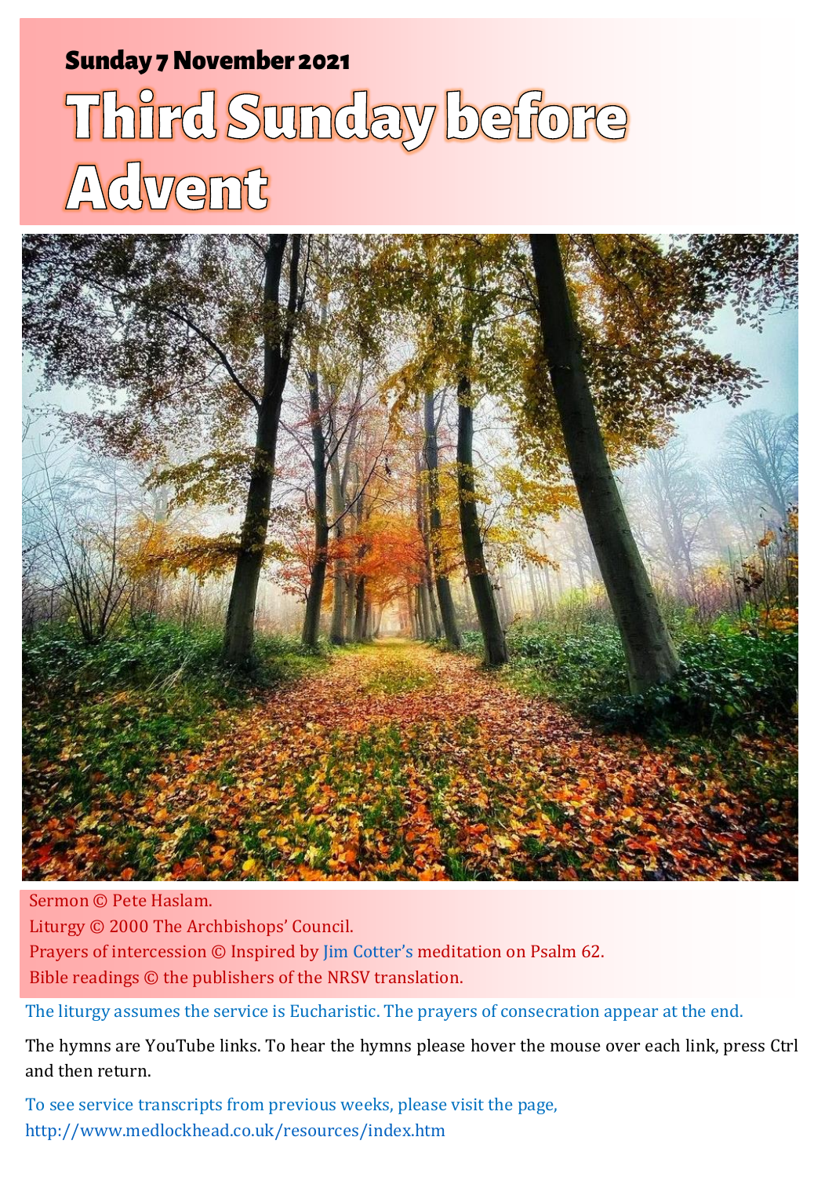**Sunday 7 November 2021**

# Third Sunday before Advent

Sermon © Pete Haslam.
Liturgy © 2000 The Archbishops' Council.
Prayers of intercession © Inspired by Jim Cotter's meditation on Psalm 62.
Bible readings © the publishers of the NRSV translation.

The liturgy assumes the service is Eucharistic. The prayers of consecration appear at the end.

The hymns are YouTube links. To hear the hymns please hover the mouse over each link, press Ctrl and then return.

To see service transcripts from previous weeks, please visit the page, http://www.medlockhead.co.uk/resources/index.htm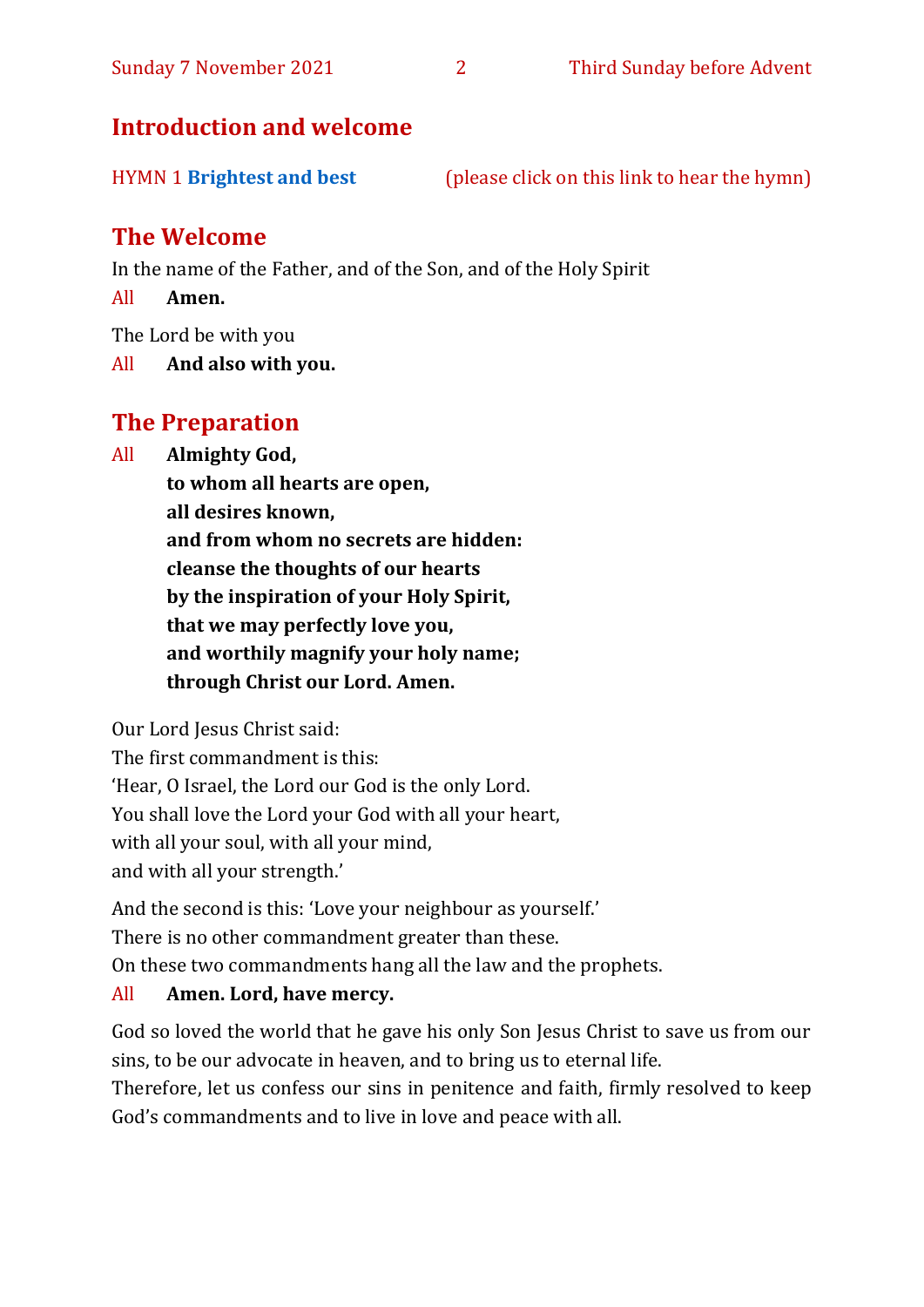## Introduction and welcome

HYMN 1 **Brightest and best** (please click on this link to hear the hymn)

## The Welcome

In the name of the Father, and of the Son, and of the Holy Spirit

All **Amen.**

The Lord be with you

All **And also with you.**

## The Preparation

All **Almighty God,**
**to whom all hearts are open,**
**all desires known,**
**and from whom no secrets are hidden:**
**cleanse the thoughts of our hearts**
**by the inspiration of your Holy Spirit,**
**that we may perfectly love you,**
**and worthily magnify your holy name;**
**through Christ our Lord. Amen.**

Our Lord Jesus Christ said:
The first commandment is this:
'Hear, O Israel, the Lord our God is the only Lord.
You shall love the Lord your God with all your heart,
with all your soul, with all your mind,
and with all your strength.'

And the second is this: 'Love your neighbour as yourself.'
There is no other commandment greater than these.
On these two commandments hang all the law and the prophets.

All **Amen. Lord, have mercy.**

God so loved the world that he gave his only Son Jesus Christ to save us from our sins, to be our advocate in heaven, and to bring us to eternal life.
Therefore, let us confess our sins in penitence and faith, firmly resolved to keep God's commandments and to live in love and peace with all.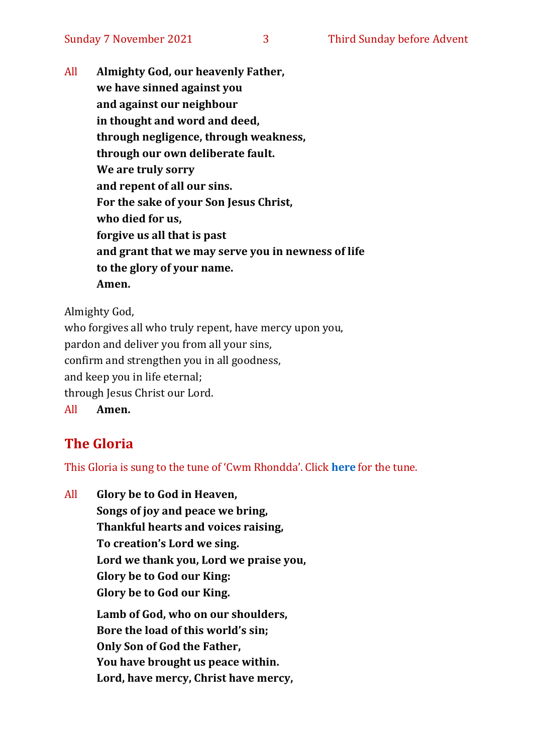All **Almighty God, our heavenly Father,**
**we have sinned against you**
**and against our neighbour**
**in thought and word and deed,**
**through negligence, through weakness,**
**through our own deliberate fault.**
**We are truly sorry**
**and repent of all our sins.**
**For the sake of your Son Jesus Christ,**
**who died for us,**
**forgive us all that is past**
**and grant that we may serve you in newness of life**
**to the glory of your name.**
**Amen.**

Almighty God,
who forgives all who truly repent, have mercy upon you,
pardon and deliver you from all your sins,
confirm and strengthen you in all goodness,
and keep you in life eternal;
through Jesus Christ our Lord.

All **Amen.**

## The Gloria

This Gloria is sung to the tune of 'Cwm Rhondda'. Click **here** for the tune.

All **Glory be to God in Heaven,**
**Songs of joy and peace we bring,**
**Thankful hearts and voices raising,**
**To creation's Lord we sing.**
**Lord we thank you, Lord we praise you,**
**Glory be to God our King:**
**Glory be to God our King.**

**Lamb of God, who on our shoulders,**
**Bore the load of this world's sin;**
**Only Son of God the Father,**
**You have brought us peace within.**
**Lord, have mercy, Christ have mercy,**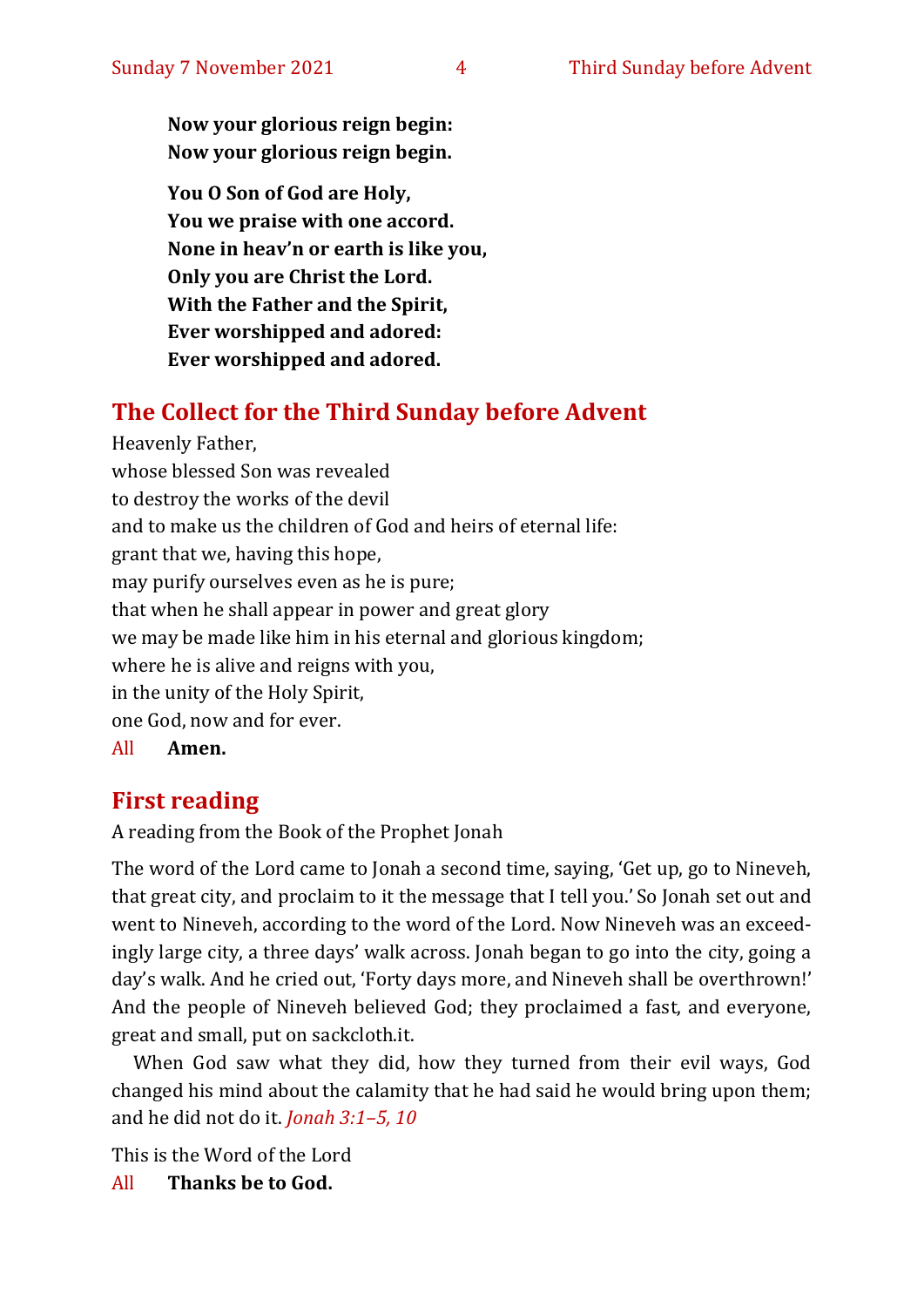**Now your glorious reign begin:**
**Now your glorious reign begin.**

**You O Son of God are Holy,**
**You we praise with one accord.**
**None in heav'n or earth is like you,**
**Only you are Christ the Lord.**
**With the Father and the Spirit,**
**Ever worshipped and adored:**
**Ever worshipped and adored.**

## The Collect for the Third Sunday before Advent

Heavenly Father,
whose blessed Son was revealed
to destroy the works of the devil
and to make us the children of God and heirs of eternal life:
grant that we, having this hope,
may purify ourselves even as he is pure;
that when he shall appear in power and great glory
we may be made like him in his eternal and glorious kingdom;
where he is alive and reigns with you,
in the unity of the Holy Spirit,
one God, now and for ever.

All **Amen.**

## First reading

A reading from the Book of the Prophet Jonah

The word of the Lord came to Jonah a second time, saying, 'Get up, go to Nineveh, that great city, and proclaim to it the message that I tell you.' So Jonah set out and went to Nineveh, according to the word of the Lord. Now Nineveh was an exceedingly large city, a three days' walk across. Jonah began to go into the city, going a day's walk. And he cried out, 'Forty days more, and Nineveh shall be overthrown!' And the people of Nineveh believed God; they proclaimed a fast, and everyone, great and small, put on sackcloth.it.

When God saw what they did, how they turned from their evil ways, God changed his mind about the calamity that he had said he would bring upon them; and he did not do it. *Jonah 3:1–5, 10*

This is the Word of the Lord

All **Thanks be to God.**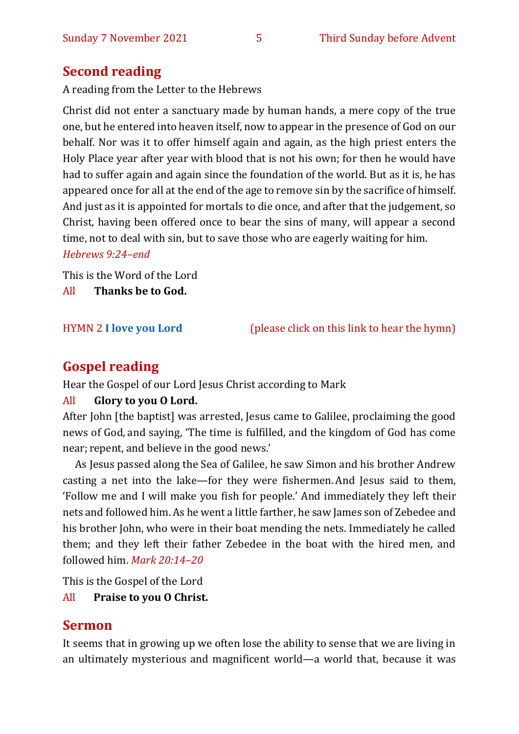## Second reading

A reading from the Letter to the Hebrews

Christ did not enter a sanctuary made by human hands, a mere copy of the true one, but he entered into heaven itself, now to appear in the presence of God on our behalf. Nor was it to offer himself again and again, as the high priest enters the Holy Place year after year with blood that is not his own; for then he would have had to suffer again and again since the foundation of the world. But as it is, he has appeared once for all at the end of the age to remove sin by the sacrifice of himself. And just as it is appointed for mortals to die once, and after that the judgement, so Christ, having been offered once to bear the sins of many, will appear a second time, not to deal with sin, but to save those who are eagerly waiting for him.
*Hebrews 9:24–end*

This is the Word of the Lord
All **Thanks be to God.**

HYMN 2 **I love you Lord** (please click on this link to hear the hymn)

## Gospel reading

Hear the Gospel of our Lord Jesus Christ according to Mark
All **Glory to you O Lord.**

After John [the baptist] was arrested, Jesus came to Galilee, proclaiming the good news of God, and saying, 'The time is fulfilled, and the kingdom of God has come near; repent, and believe in the good news.'

As Jesus passed along the Sea of Galilee, he saw Simon and his brother Andrew casting a net into the lake—for they were fishermen. And Jesus said to them, 'Follow me and I will make you fish for people.' And immediately they left their nets and followed him. As he went a little farther, he saw James son of Zebedee and his brother John, who were in their boat mending the nets. Immediately he called them; and they left their father Zebedee in the boat with the hired men, and followed him. *Mark 20:14–20*

This is the Gospel of the Lord
All **Praise to you O Christ.**

## Sermon

It seems that in growing up we often lose the ability to sense that we are living in an ultimately mysterious and magnificent world—a world that, because it was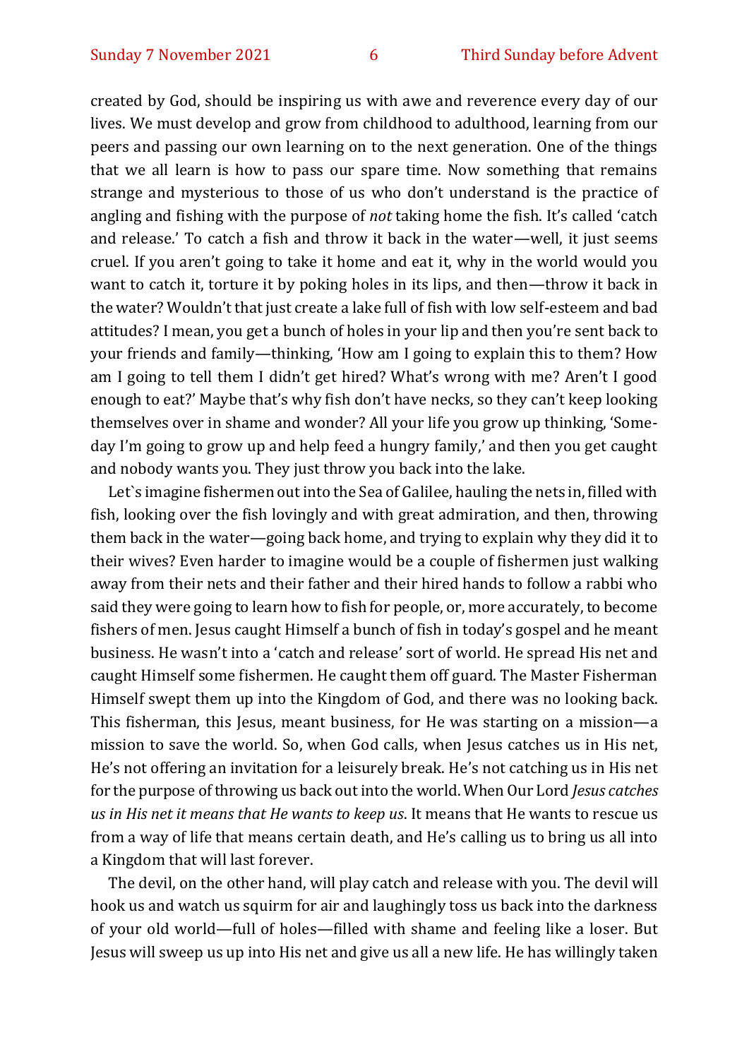created by God, should be inspiring us with awe and reverence every day of our lives. We must develop and grow from childhood to adulthood, learning from our peers and passing our own learning on to the next generation. One of the things that we all learn is how to pass our spare time. Now something that remains strange and mysterious to those of us who don't understand is the practice of angling and fishing with the purpose of *not* taking home the fish. It's called 'catch and release.' To catch a fish and throw it back in the water—well, it just seems cruel. If you aren't going to take it home and eat it, why in the world would you want to catch it, torture it by poking holes in its lips, and then—throw it back in the water? Wouldn't that just create a lake full of fish with low self-esteem and bad attitudes? I mean, you get a bunch of holes in your lip and then you're sent back to your friends and family—thinking, 'How am I going to explain this to them? How am I going to tell them I didn't get hired? What's wrong with me? Aren't I good enough to eat?' Maybe that's why fish don't have necks, so they can't keep looking themselves over in shame and wonder? All your life you grow up thinking, 'Someday I'm going to grow up and help feed a hungry family,' and then you get caught and nobody wants you. They just throw you back into the lake.

Let`s imagine fishermen out into the Sea of Galilee, hauling the nets in, filled with fish, looking over the fish lovingly and with great admiration, and then, throwing them back in the water—going back home, and trying to explain why they did it to their wives? Even harder to imagine would be a couple of fishermen just walking away from their nets and their father and their hired hands to follow a rabbi who said they were going to learn how to fish for people, or, more accurately, to become fishers of men. Jesus caught Himself a bunch of fish in today's gospel and he meant business. He wasn't into a 'catch and release' sort of world. He spread His net and caught Himself some fishermen. He caught them off guard. The Master Fisherman Himself swept them up into the Kingdom of God, and there was no looking back. This fisherman, this Jesus, meant business, for He was starting on a mission—a mission to save the world. So, when God calls, when Jesus catches us in His net, He's not offering an invitation for a leisurely break. He's not catching us in His net for the purpose of throwing us back out into the world. When Our Lord *Jesus catches us in His net it means that He wants to keep us*. It means that He wants to rescue us from a way of life that means certain death, and He's calling us to bring us all into a Kingdom that will last forever.

The devil, on the other hand, will play catch and release with you. The devil will hook us and watch us squirm for air and laughingly toss us back into the darkness of your old world—full of holes—filled with shame and feeling like a loser. But Jesus will sweep us up into His net and give us all a new life. He has willingly taken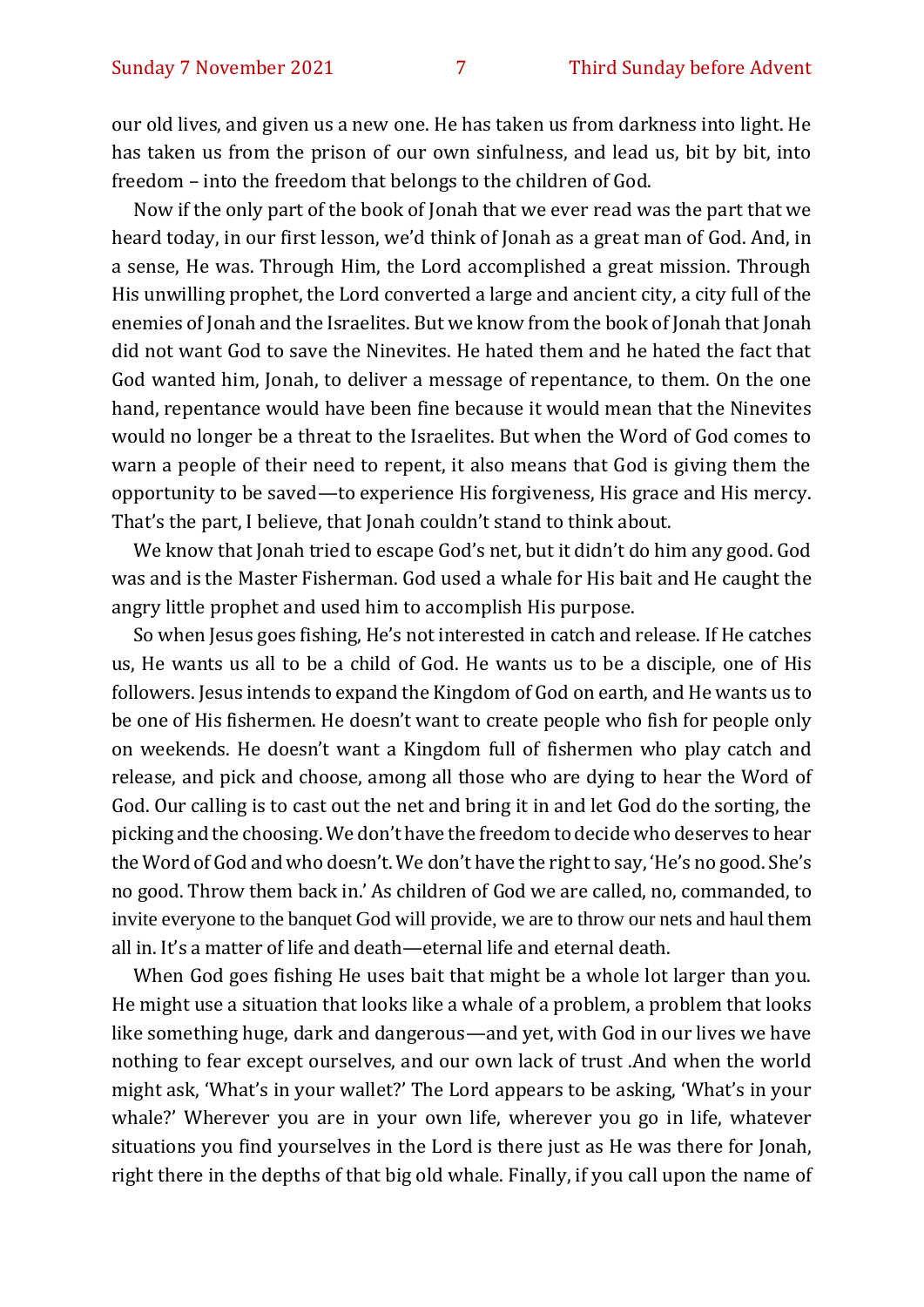our old lives, and given us a new one. He has taken us from darkness into light. He has taken us from the prison of our own sinfulness, and lead us, bit by bit, into freedom – into the freedom that belongs to the children of God.

Now if the only part of the book of Jonah that we ever read was the part that we heard today, in our first lesson, we'd think of Jonah as a great man of God. And, in a sense, He was. Through Him, the Lord accomplished a great mission. Through His unwilling prophet, the Lord converted a large and ancient city, a city full of the enemies of Jonah and the Israelites. But we know from the book of Jonah that Jonah did not want God to save the Ninevites. He hated them and he hated the fact that God wanted him, Jonah, to deliver a message of repentance, to them. On the one hand, repentance would have been fine because it would mean that the Ninevites would no longer be a threat to the Israelites. But when the Word of God comes to warn a people of their need to repent, it also means that God is giving them the opportunity to be saved—to experience His forgiveness, His grace and His mercy. That's the part, I believe, that Jonah couldn't stand to think about.

We know that Jonah tried to escape God's net, but it didn't do him any good. God was and is the Master Fisherman. God used a whale for His bait and He caught the angry little prophet and used him to accomplish His purpose.

So when Jesus goes fishing, He's not interested in catch and release. If He catches us, He wants us all to be a child of God. He wants us to be a disciple, one of His followers. Jesus intends to expand the Kingdom of God on earth, and He wants us to be one of His fishermen. He doesn't want to create people who fish for people only on weekends. He doesn't want a Kingdom full of fishermen who play catch and release, and pick and choose, among all those who are dying to hear the Word of God. Our calling is to cast out the net and bring it in and let God do the sorting, the picking and the choosing. We don't have the freedom to decide who deserves to hear the Word of God and who doesn't. We don't have the right to say, 'He's no good. She's no good. Throw them back in.' As children of God we are called, no, commanded, to invite everyone to the banquet God will provide, we are to throw our nets and haul them all in. It's a matter of life and death—eternal life and eternal death.

When God goes fishing He uses bait that might be a whole lot larger than you. He might use a situation that looks like a whale of a problem, a problem that looks like something huge, dark and dangerous—and yet, with God in our lives we have nothing to fear except ourselves, and our own lack of trust .And when the world might ask, 'What's in your wallet?' The Lord appears to be asking, 'What's in your whale?' Wherever you are in your own life, wherever you go in life, whatever situations you find yourselves in the Lord is there just as He was there for Jonah, right there in the depths of that big old whale. Finally, if you call upon the name of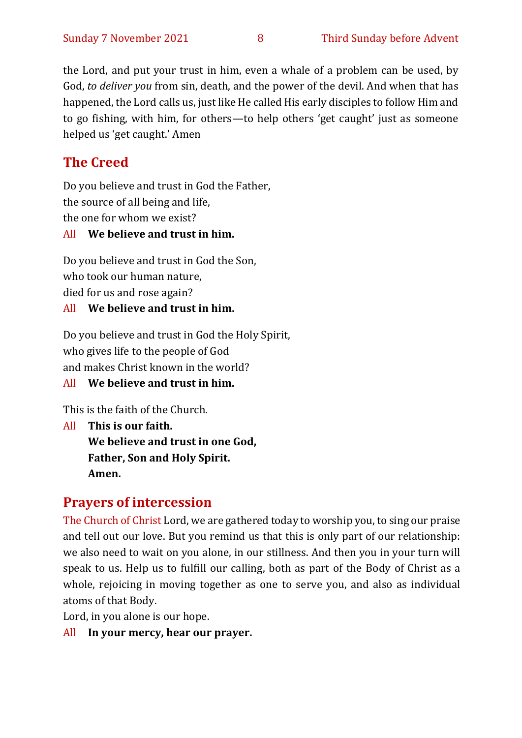the Lord, and put your trust in him, even a whale of a problem can be used, by God, *to deliver you* from sin, death, and the power of the devil. And when that has happened, the Lord calls us, just like He called His early disciples to follow Him and to go fishing, with him, for others—to help others 'get caught' just as someone helped us 'get caught.' Amen

## The Creed

Do you believe and trust in God the Father,
the source of all being and life,
the one for whom we exist?

All **We believe and trust in him.**

Do you believe and trust in God the Son,
who took our human nature,
died for us and rose again?

All **We believe and trust in him.**

Do you believe and trust in God the Holy Spirit,
who gives life to the people of God
and makes Christ known in the world?

All **We believe and trust in him.**

This is the faith of the Church.

All **This is our faith.**
**We believe and trust in one God,**
**Father, Son and Holy Spirit.**
**Amen.**

## Prayers of intercession

The Church of Christ Lord, we are gathered today to worship you, to sing our praise and tell out our love. But you remind us that this is only part of our relationship: we also need to wait on you alone, in our stillness. And then you in your turn will speak to us. Help us to fulfill our calling, both as part of the Body of Christ as a whole, rejoicing in moving together as one to serve you, and also as individual atoms of that Body.

Lord, in you alone is our hope.

All **In your mercy, hear our prayer.**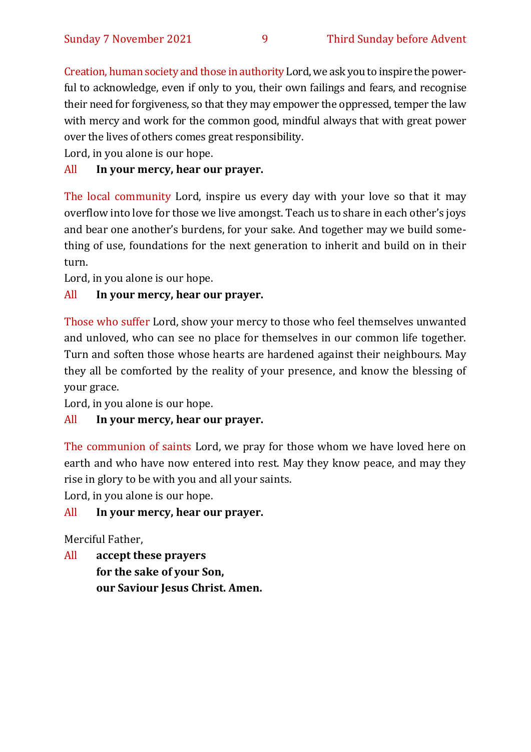Creation, human society and those in authority Lord, we ask you to inspire the powerful to acknowledge, even if only to you, their own failings and fears, and recognise their need for forgiveness, so that they may empower the oppressed, temper the law with mercy and work for the common good, mindful always that with great power over the lives of others comes great responsibility.

Lord, in you alone is our hope.

All **In your mercy, hear our prayer.**

The local community Lord, inspire us every day with your love so that it may overflow into love for those we live amongst. Teach us to share in each other's joys and bear one another's burdens, for your sake. And together may we build something of use, foundations for the next generation to inherit and build on in their turn.

Lord, in you alone is our hope.

All **In your mercy, hear our prayer.**

Those who suffer Lord, show your mercy to those who feel themselves unwanted and unloved, who can see no place for themselves in our common life together. Turn and soften those whose hearts are hardened against their neighbours. May they all be comforted by the reality of your presence, and know the blessing of your grace.

Lord, in you alone is our hope.

All **In your mercy, hear our prayer.**

The communion of saints Lord, we pray for those whom we have loved here on earth and who have now entered into rest. May they know peace, and may they rise in glory to be with you and all your saints.

Lord, in you alone is our hope.

All **In your mercy, hear our prayer.**

Merciful Father,

All **accept these prayers**
**for the sake of your Son,**
**our Saviour Jesus Christ. Amen.**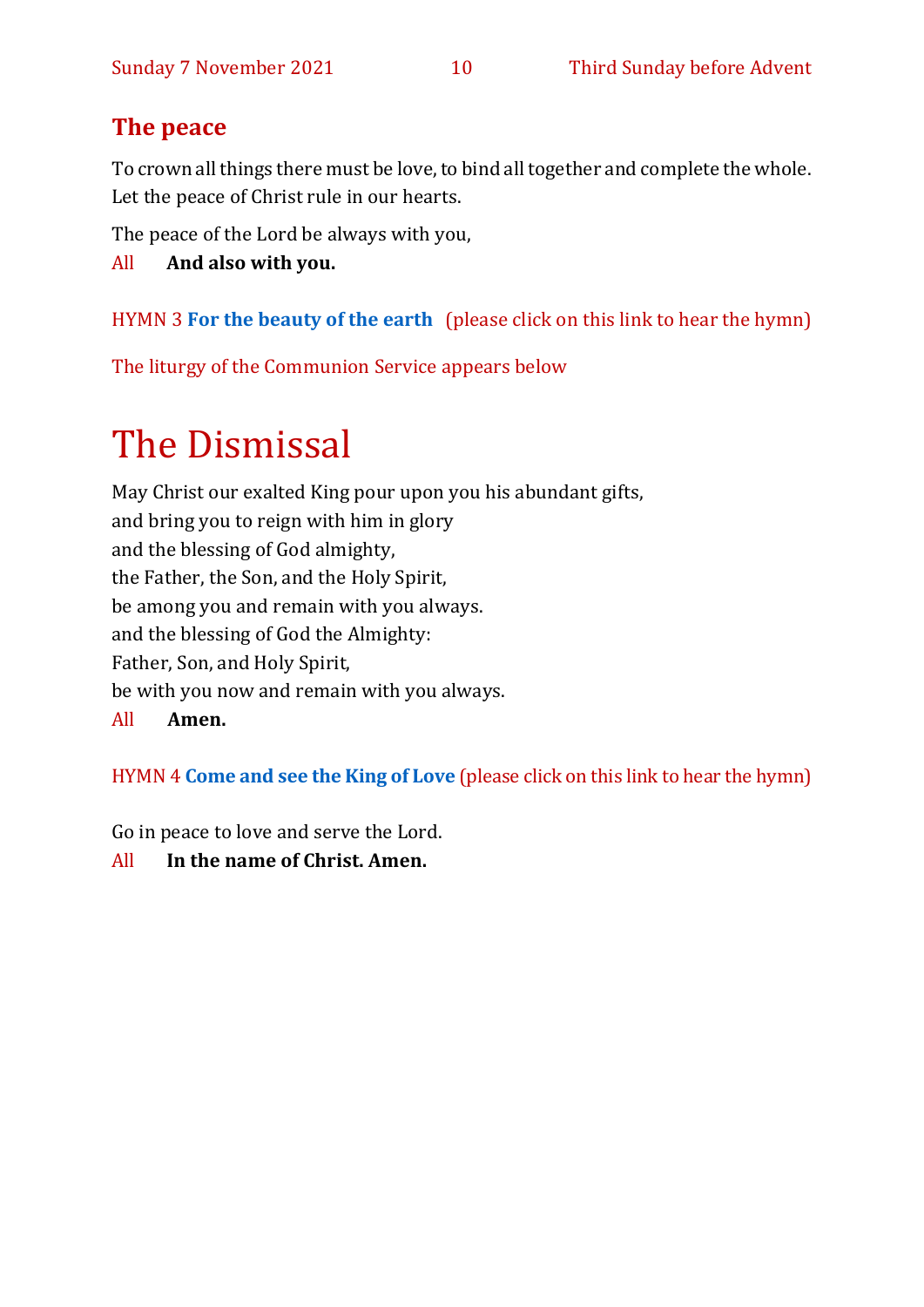## The peace

To crown all things there must be love, to bind all together and complete the whole. Let the peace of Christ rule in our hearts.

The peace of the Lord be always with you,

All **And also with you.**

HYMN 3 **For the beauty of the earth** (please click on this link to hear the hymn)

The liturgy of the Communion Service appears below

# The Dismissal

May Christ our exalted King pour upon you his abundant gifts,
and bring you to reign with him in glory
and the blessing of God almighty,
the Father, the Son, and the Holy Spirit,
be among you and remain with you always.
and the blessing of God the Almighty:
Father, Son, and Holy Spirit,
be with you now and remain with you always.

All **Amen.**

HYMN 4 **Come and see the King of Love** (please click on this link to hear the hymn)

Go in peace to love and serve the Lord.

All **In the name of Christ. Amen.**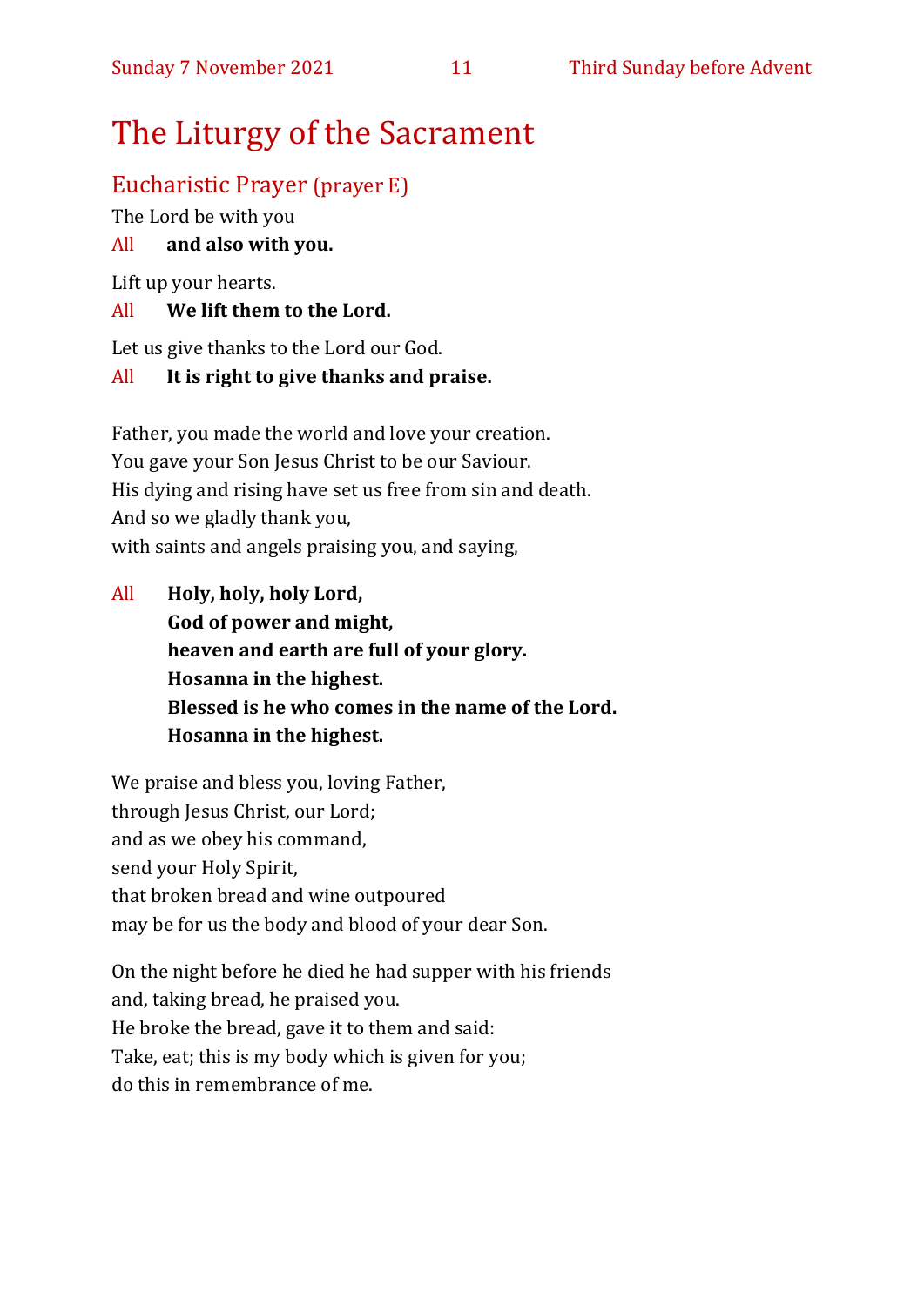# The Liturgy of the Sacrament

## Eucharistic Prayer (prayer E)

The Lord be with you

All **and also with you.**

Lift up your hearts.

All **We lift them to the Lord.**

Let us give thanks to the Lord our God.

All **It is right to give thanks and praise.**

Father, you made the world and love your creation.  
You gave your Son Jesus Christ to be our Saviour.  
His dying and rising have set us free from sin and death.  
And so we gladly thank you,  
with saints and angels praising you, and saying,

All **Holy, holy, holy Lord,**  
**God of power and might,**  
**heaven and earth are full of your glory.**  
**Hosanna in the highest.**  
**Blessed is he who comes in the name of the Lord.**  
**Hosanna in the highest.**

We praise and bless you, loving Father,  
through Jesus Christ, our Lord;  
and as we obey his command,  
send your Holy Spirit,  
that broken bread and wine outpoured  
may be for us the body and blood of your dear Son.

On the night before he died he had supper with his friends  
and, taking bread, he praised you.  
He broke the bread, gave it to them and said:  
Take, eat; this is my body which is given for you;  
do this in remembrance of me.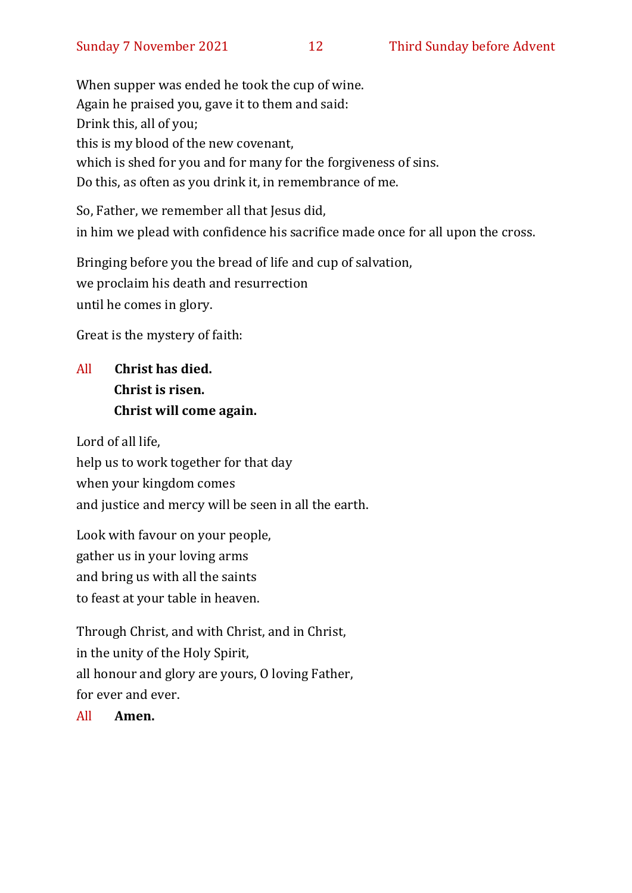When supper was ended he took the cup of wine.
Again he praised you, gave it to them and said:
Drink this, all of you;
this is my blood of the new covenant,
which is shed for you and for many for the forgiveness of sins.
Do this, as often as you drink it, in remembrance of me.

So, Father, we remember all that Jesus did,
in him we plead with confidence his sacrifice made once for all upon the cross.

Bringing before you the bread of life and cup of salvation,
we proclaim his death and resurrection
until he comes in glory.

Great is the mystery of faith:

All **Christ has died.**
**Christ is risen.**
**Christ will come again.**

Lord of all life,
help us to work together for that day
when your kingdom comes
and justice and mercy will be seen in all the earth.

Look with favour on your people,
gather us in your loving arms
and bring us with all the saints
to feast at your table in heaven.

Through Christ, and with Christ, and in Christ,
in the unity of the Holy Spirit,
all honour and glory are yours, O loving Father,
for ever and ever.

All **Amen.**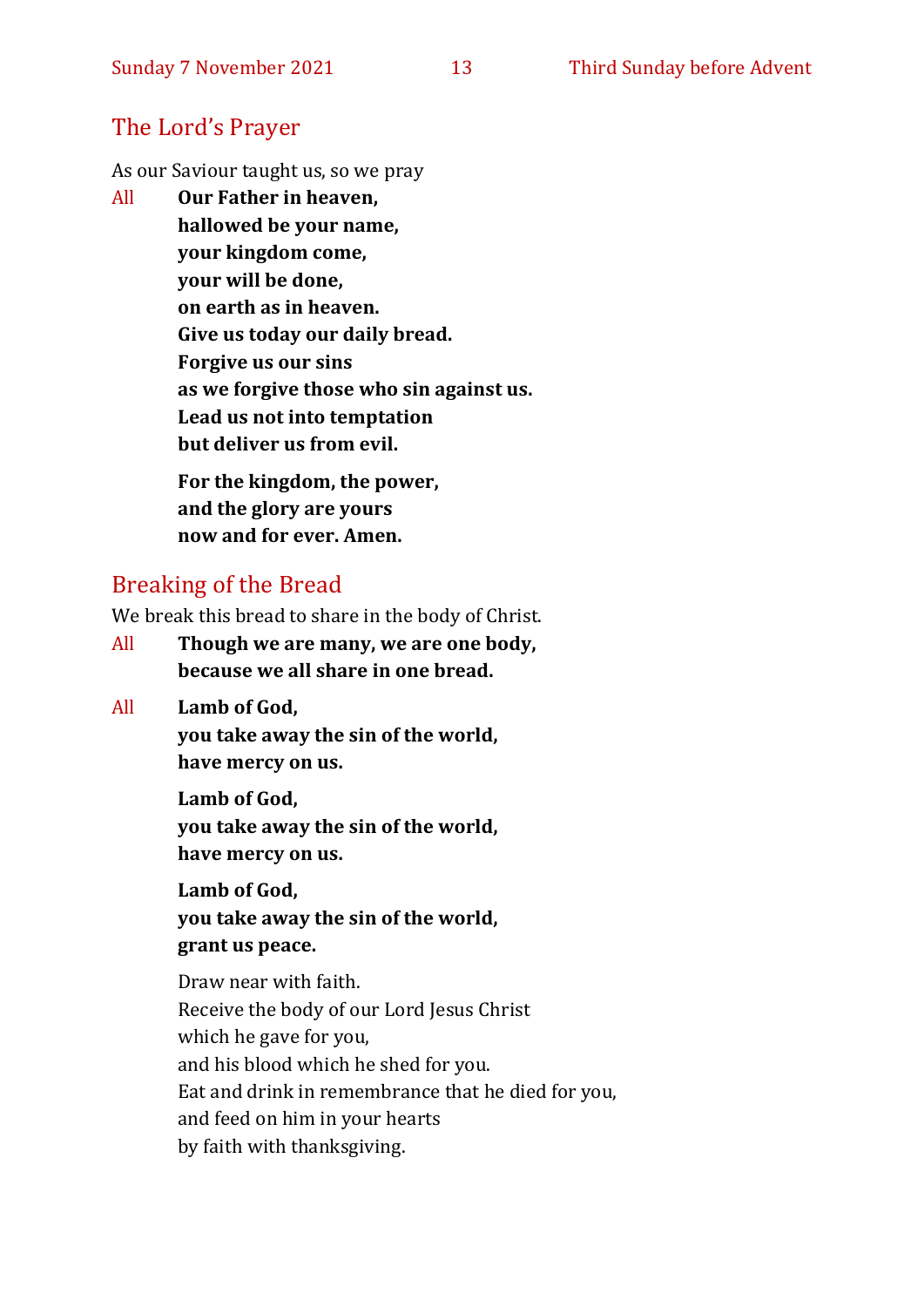## The Lord's Prayer

As our Saviour taught us, so we pray

All **Our Father in heaven,**
**hallowed be your name,**
**your kingdom come,**
**your will be done,**
**on earth as in heaven.**
**Give us today our daily bread.**
**Forgive us our sins**
**as we forgive those who sin against us.**
**Lead us not into temptation**
**but deliver us from evil.**

**For the kingdom, the power,**
**and the glory are yours**
**now and for ever. Amen.**

## Breaking of the Bread

We break this bread to share in the body of Christ.

All **Though we are many, we are one body,**
**because we all share in one bread.**

All **Lamb of God,**
**you take away the sin of the world,**
**have mercy on us.**

**Lamb of God,**
**you take away the sin of the world,**
**have mercy on us.**

**Lamb of God,**
**you take away the sin of the world,**
**grant us peace.**

Draw near with faith.
Receive the body of our Lord Jesus Christ
which he gave for you,
and his blood which he shed for you.
Eat and drink in remembrance that he died for you,
and feed on him in your hearts
by faith with thanksgiving.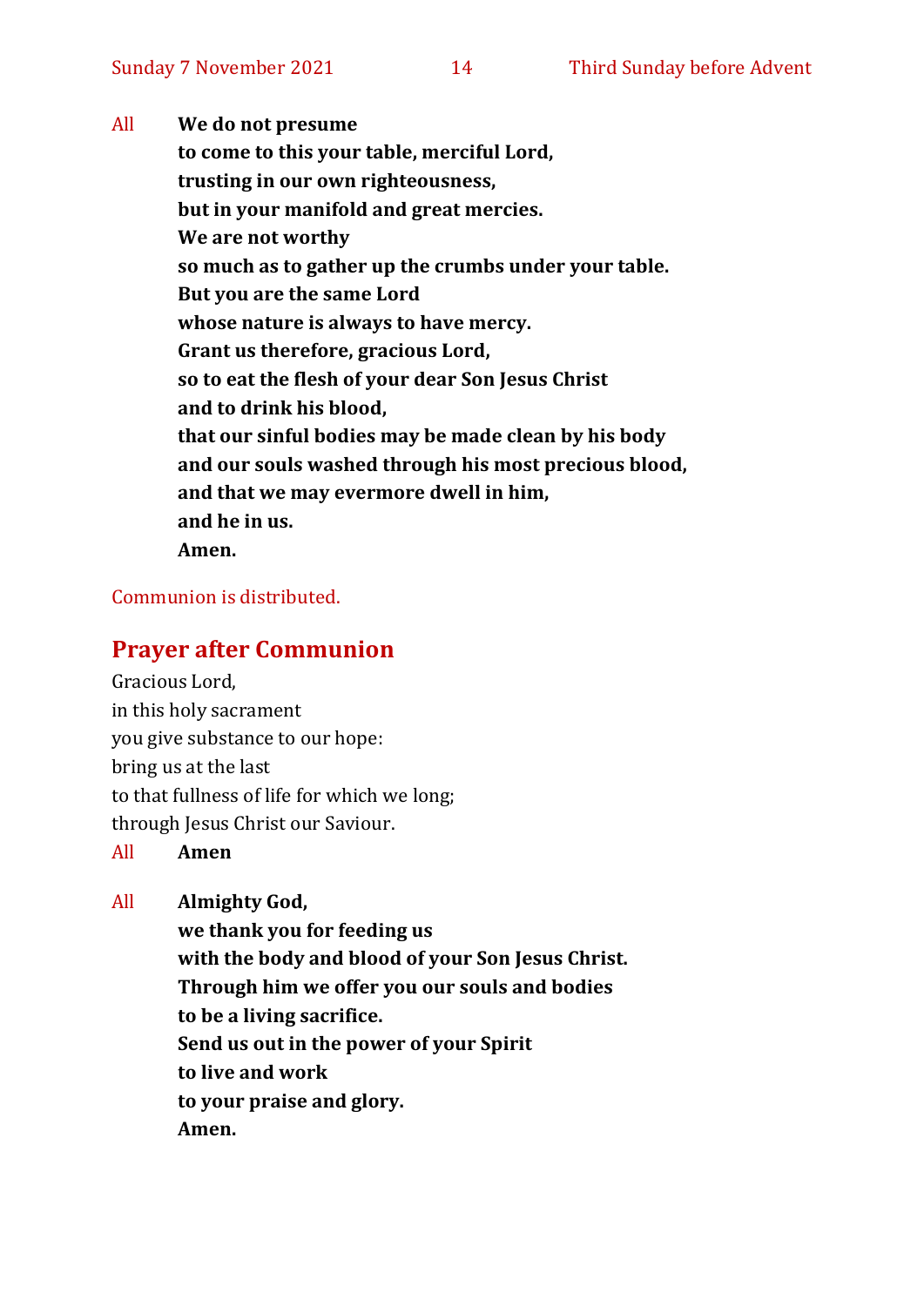All **We do not presume**
**to come to this your table, merciful Lord,**
**trusting in our own righteousness,**
**but in your manifold and great mercies.**
**We are not worthy**
**so much as to gather up the crumbs under your table.**
**But you are the same Lord**
**whose nature is always to have mercy.**
**Grant us therefore, gracious Lord,**
**so to eat the flesh of your dear Son Jesus Christ**
**and to drink his blood,**
**that our sinful bodies may be made clean by his body**
**and our souls washed through his most precious blood,**
**and that we may evermore dwell in him,**
**and he in us.**
**Amen.**

Communion is distributed.

## Prayer after Communion

Gracious Lord,
in this holy sacrament
you give substance to our hope:
bring us at the last
to that fullness of life for which we long;
through Jesus Christ our Saviour.

All **Amen**

All **Almighty God,**
**we thank you for feeding us**
**with the body and blood of your Son Jesus Christ.**
**Through him we offer you our souls and bodies**
**to be a living sacrifice.**
**Send us out in the power of your Spirit**
**to live and work**
**to your praise and glory.**
**Amen.**